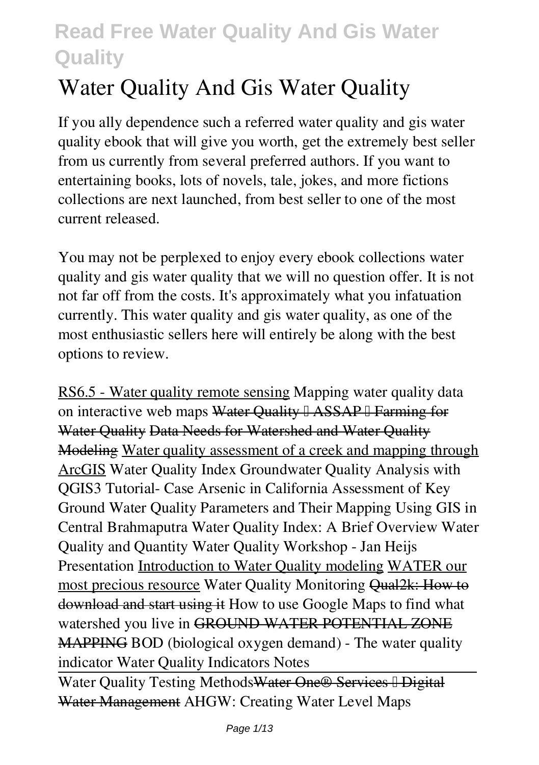# Water Quality And Gis Water Quality

If you ally dependence such a referred water quality and gis water quality ebook that will give you worth, get the extremely best seller from us currently from several preferred authors. If you want to entertaining books, lots of novels, tale, jokes, and more fictions collections are next launched, from best seller to one of the most current released.

You may not be perplexed to enjoy every ebook collections water quality and gis water quality that we will no question offer. It is not not far off from the costs. It's approximately what you infatuation currently. This water quality and gis water quality, as one of the most enthusiastic sellers here will entirely be along with the best options to review.

RS6.5 - Water quality remote sensing Mapping water quality data on interactive web maps ~~Water Quality – ASSAP – Farming for Water Quality~~ ~~Data Needs for Watershed and Water Quality Modeling~~ Water quality assessment of a creek and mapping through ArcGIS Water Quality Index Groundwater Quality Analysis with QGIS3 Tutorial- Case Arsenic in California Assessment of Key Ground Water Quality Parameters and Their Mapping Using GIS in Central Brahmaputra Water Quality Index: A Brief Overview Water Quality and Quantity Water Quality Workshop - Jan Heijs Presentation Introduction to Water Quality modeling WATER our most precious resource Water Quality Monitoring ~~Qual2k: How to download and start using it~~ How to use Google Maps to find what watershed you live in ~~GROUND WATER POTENTIAL ZONE MAPPING~~ BOD (biological oxygen demand) - The water quality indicator Water Quality Indicators Notes

Water Quality Testing Methods ~~Water One® Services – Digital Water Management~~ AHGW: Creating Water Level Maps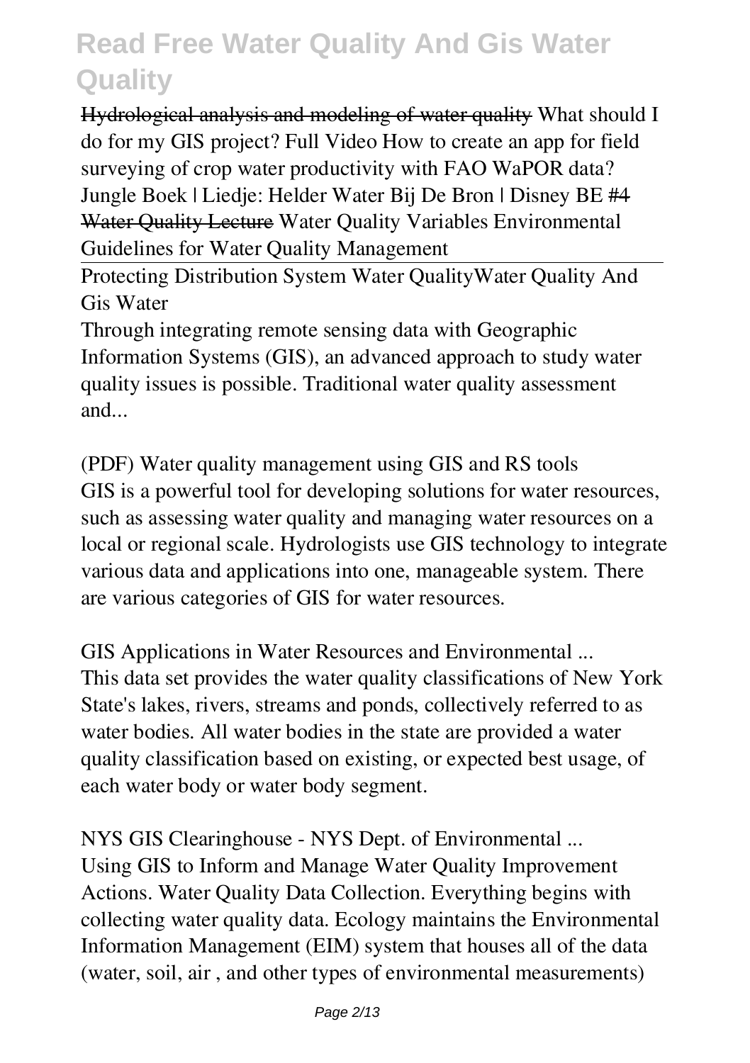~~Hydrological analysis and modeling of water quality~~ *What should I do for my GIS project? Full Video How to create an app for field surveying of crop water productivity with FAO WaPOR data?* *Jungle Boek | Liedje: Helder Water Bij De Bron | Disney BE #4* ~~Water Quality Lecture~~ *Water Quality Variables Environmental Guidelines for Water Quality Management*

Protecting Distribution System Water Quality*Water Quality And Gis Water*

Through integrating remote sensing data with Geographic Information Systems (GIS), an advanced approach to study water quality issues is possible. Traditional water quality assessment and...

*(PDF) Water quality management using GIS and RS tools*
GIS is a powerful tool for developing solutions for water resources, such as assessing water quality and managing water resources on a local or regional scale. Hydrologists use GIS technology to integrate various data and applications into one, manageable system. There are various categories of GIS for water resources.

*GIS Applications in Water Resources and Environmental ...*
This data set provides the water quality classifications of New York State's lakes, rivers, streams and ponds, collectively referred to as water bodies. All water bodies in the state are provided a water quality classification based on existing, or expected best usage, of each water body or water body segment.

*NYS GIS Clearinghouse - NYS Dept. of Environmental ...*
Using GIS to Inform and Manage Water Quality Improvement Actions. Water Quality Data Collection. Everything begins with collecting water quality data. Ecology maintains the Environmental Information Management (EIM) system that houses all of the data (water, soil, air , and other types of environmental measurements)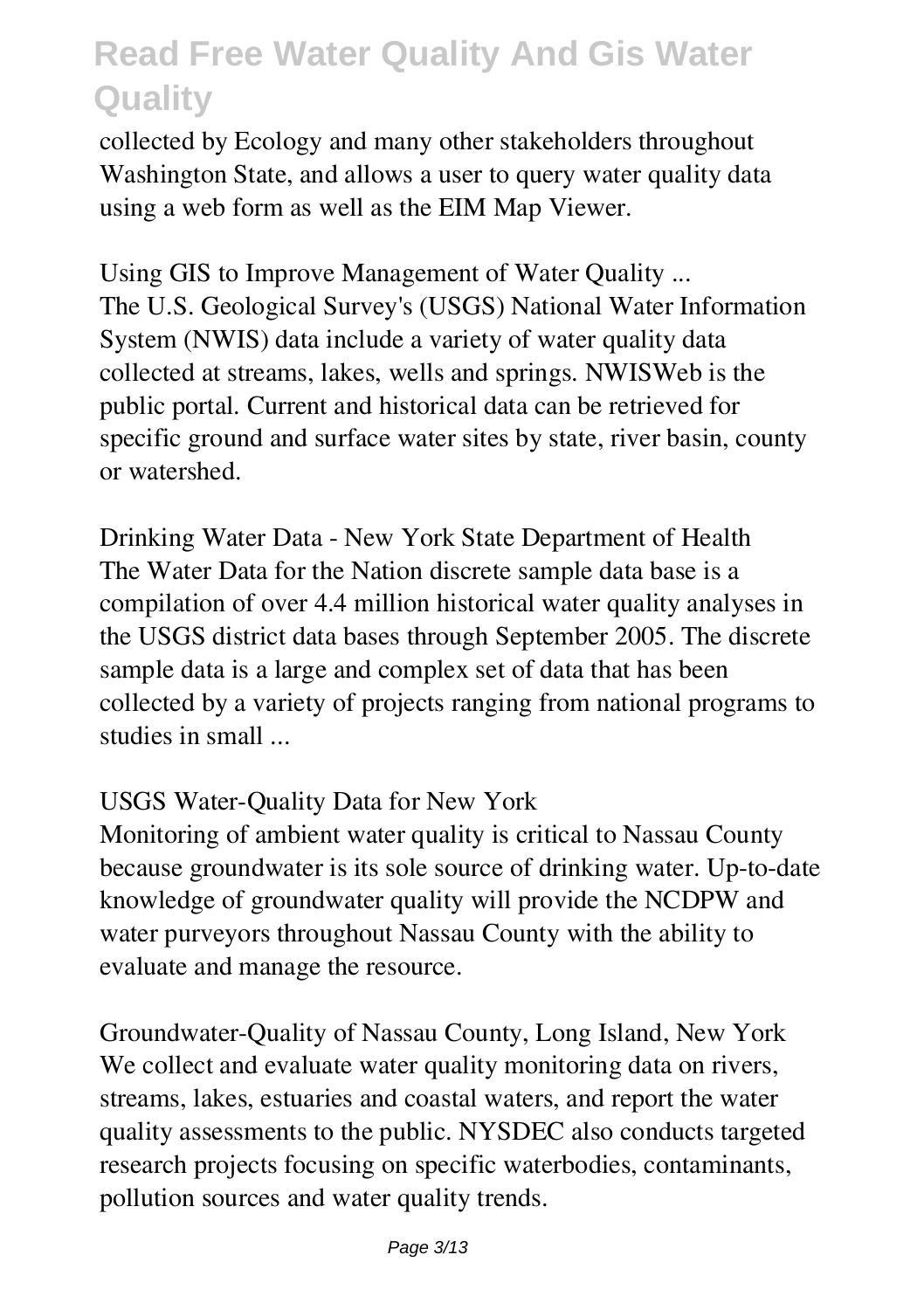collected by Ecology and many other stakeholders throughout Washington State, and allows a user to query water quality data using a web form as well as the EIM Map Viewer.

**Using GIS to Improve Management of Water Quality ...**

The U.S. Geological Survey's (USGS) National Water Information System (NWIS) data include a variety of water quality data collected at streams, lakes, wells and springs. NWISWeb is the public portal. Current and historical data can be retrieved for specific ground and surface water sites by state, river basin, county or watershed.

**Drinking Water Data - New York State Department of Health**

The Water Data for the Nation discrete sample data base is a compilation of over 4.4 million historical water quality analyses in the USGS district data bases through September 2005. The discrete sample data is a large and complex set of data that has been collected by a variety of projects ranging from national programs to studies in small ...

**USGS Water-Quality Data for New York**

Monitoring of ambient water quality is critical to Nassau County because groundwater is its sole source of drinking water. Up-to-date knowledge of groundwater quality will provide the NCDPW and water purveyors throughout Nassau County with the ability to evaluate and manage the resource.

**Groundwater-Quality of Nassau County, Long Island, New York**

We collect and evaluate water quality monitoring data on rivers, streams, lakes, estuaries and coastal waters, and report the water quality assessments to the public. NYSDEC also conducts targeted research projects focusing on specific waterbodies, contaminants, pollution sources and water quality trends.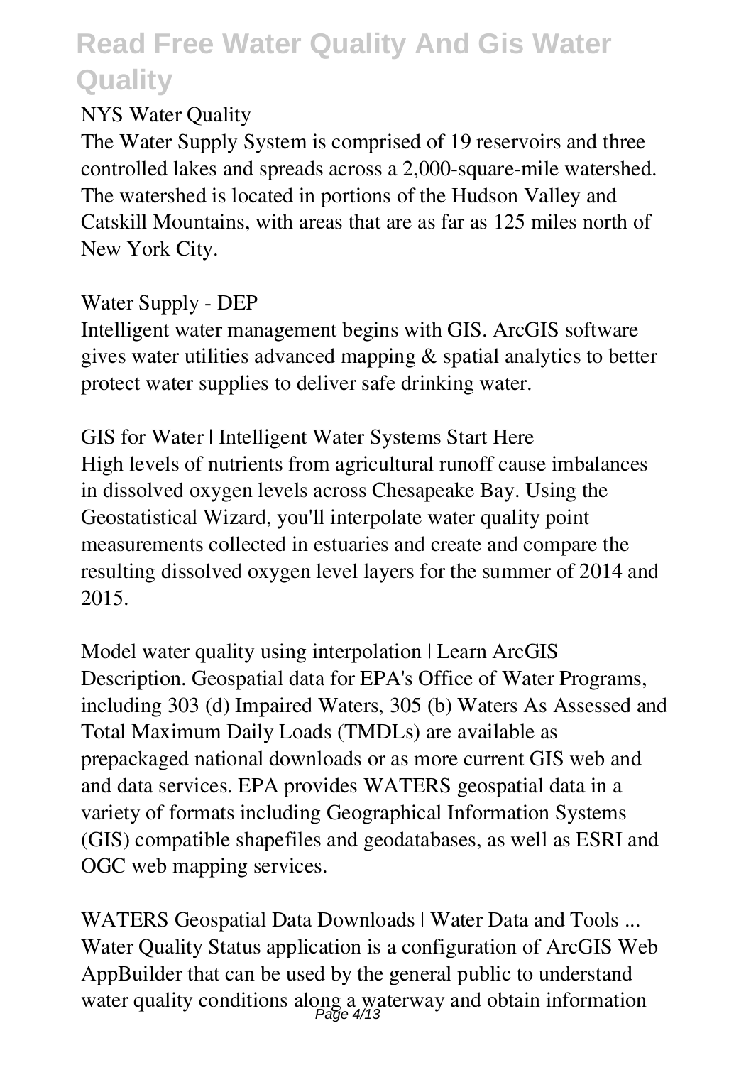NYS Water Quality

The Water Supply System is comprised of 19 reservoirs and three controlled lakes and spreads across a 2,000-square-mile watershed. The watershed is located in portions of the Hudson Valley and Catskill Mountains, with areas that are as far as 125 miles north of New York City.

Water Supply - DEP

Intelligent water management begins with GIS. ArcGIS software gives water utilities advanced mapping & spatial analytics to better protect water supplies to deliver safe drinking water.

GIS for Water | Intelligent Water Systems Start Here

High levels of nutrients from agricultural runoff cause imbalances in dissolved oxygen levels across Chesapeake Bay. Using the Geostatistical Wizard, you'll interpolate water quality point measurements collected in estuaries and create and compare the resulting dissolved oxygen level layers for the summer of 2014 and 2015.

Model water quality using interpolation | Learn ArcGIS

Description. Geospatial data for EPA's Office of Water Programs, including 303 (d) Impaired Waters, 305 (b) Waters As Assessed and Total Maximum Daily Loads (TMDLs) are available as prepackaged national downloads or as more current GIS web and and data services. EPA provides WATERS geospatial data in a variety of formats including Geographical Information Systems (GIS) compatible shapefiles and geodatabases, as well as ESRI and OGC web mapping services.

WATERS Geospatial Data Downloads | Water Data and Tools ...

Water Quality Status application is a configuration of ArcGIS Web AppBuilder that can be used by the general public to understand water quality conditions along a waterway and obtain information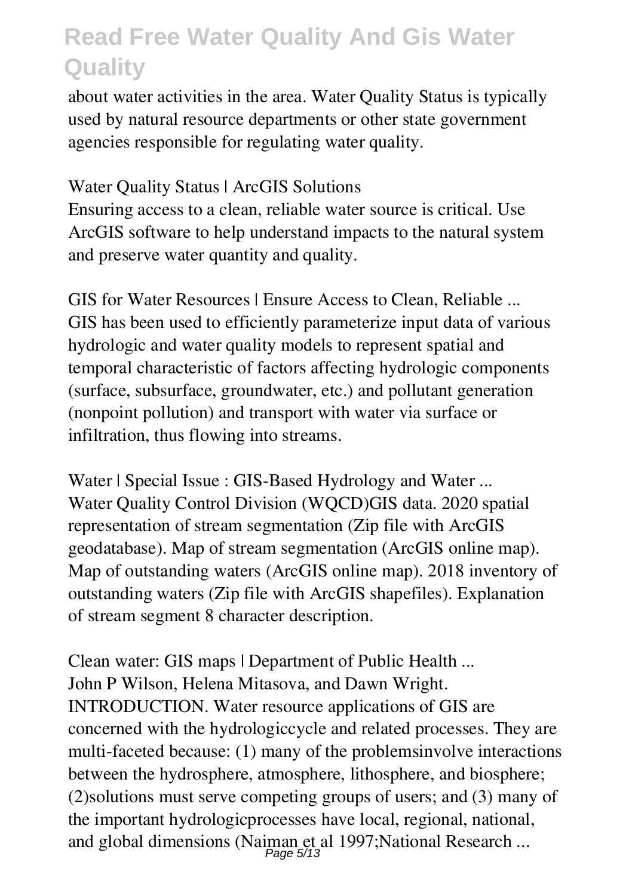about water activities in the area. Water Quality Status is typically used by natural resource departments or other state government agencies responsible for regulating water quality.

**Water Quality Status | ArcGIS Solutions**

Ensuring access to a clean, reliable water source is critical. Use ArcGIS software to help understand impacts to the natural system and preserve water quantity and quality.

**GIS for Water Resources | Ensure Access to Clean, Reliable ...**

GIS has been used to efficiently parameterize input data of various hydrologic and water quality models to represent spatial and temporal characteristic of factors affecting hydrologic components (surface, subsurface, groundwater, etc.) and pollutant generation (nonpoint pollution) and transport with water via surface or infiltration, thus flowing into streams.

**Water | Special Issue : GIS-Based Hydrology and Water ...**

Water Quality Control Division (WQCD)GIS data. 2020 spatial representation of stream segmentation (Zip file with ArcGIS geodatabase). Map of stream segmentation (ArcGIS online map). Map of outstanding waters (ArcGIS online map). 2018 inventory of outstanding waters (Zip file with ArcGIS shapefiles). Explanation of stream segment 8 character description.

**Clean water: GIS maps | Department of Public Health ...**

John P Wilson, Helena Mitasova, and Dawn Wright. INTRODUCTION. Water resource applications of GIS are concerned with the hydrologiccycle and related processes. They are multi-faceted because: (1) many of the problemsinvolve interactions between the hydrosphere, atmosphere, lithosphere, and biosphere; (2)solutions must serve competing groups of users; and (3) many of the important hydrologicprocesses have local, regional, national, and global dimensions (Naiman et al 1997;National Research ...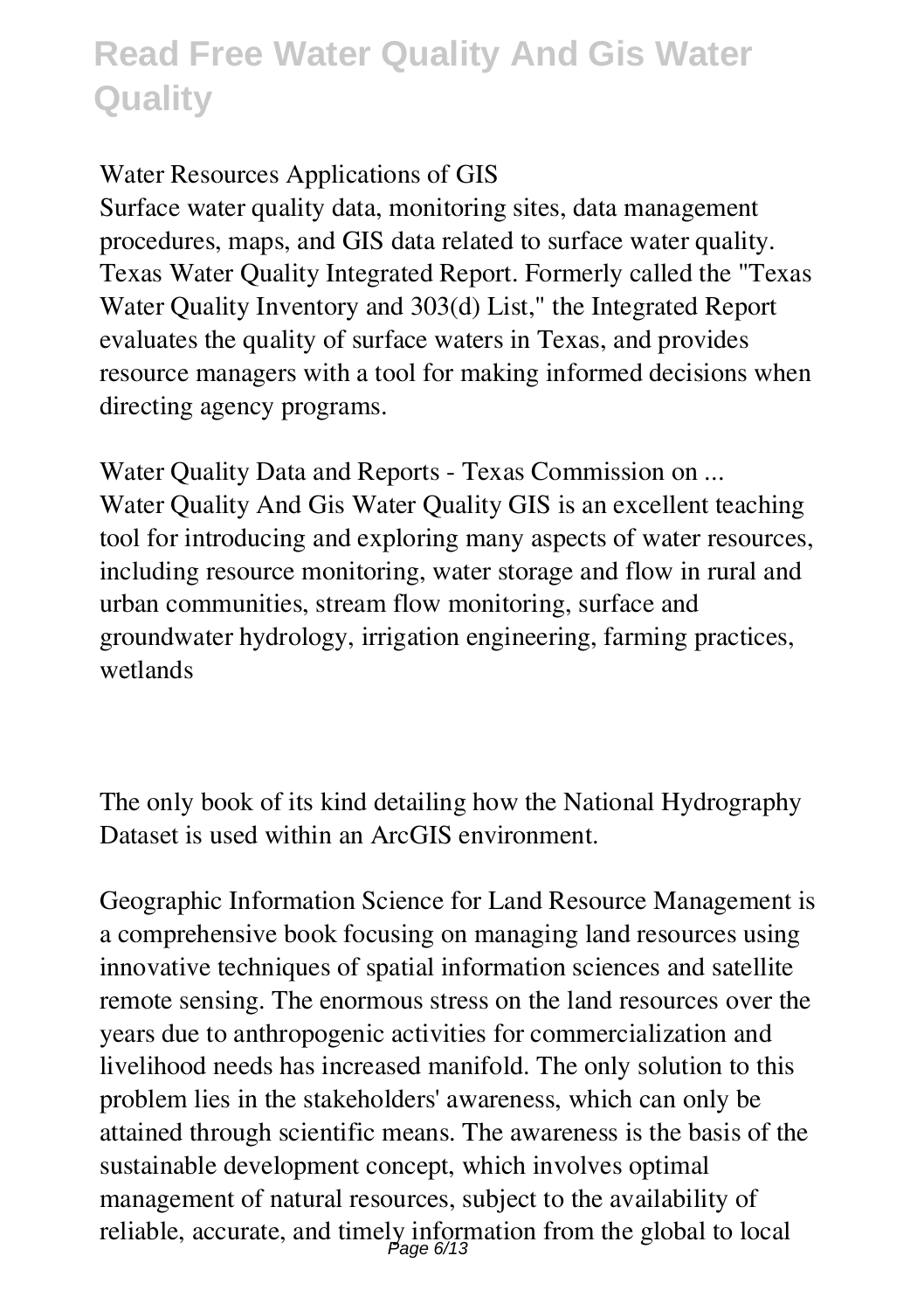Water Resources Applications of GIS

Surface water quality data, monitoring sites, data management procedures, maps, and GIS data related to surface water quality. Texas Water Quality Integrated Report. Formerly called the "Texas Water Quality Inventory and 303(d) List," the Integrated Report evaluates the quality of surface waters in Texas, and provides resource managers with a tool for making informed decisions when directing agency programs.

Water Quality Data and Reports - Texas Commission on ...

Water Quality And Gis Water Quality GIS is an excellent teaching tool for introducing and exploring many aspects of water resources, including resource monitoring, water storage and flow in rural and urban communities, stream flow monitoring, surface and groundwater hydrology, irrigation engineering, farming practices, wetlands

The only book of its kind detailing how the National Hydrography Dataset is used within an ArcGIS environment.

Geographic Information Science for Land Resource Management is a comprehensive book focusing on managing land resources using innovative techniques of spatial information sciences and satellite remote sensing. The enormous stress on the land resources over the years due to anthropogenic activities for commercialization and livelihood needs has increased manifold. The only solution to this problem lies in the stakeholders' awareness, which can only be attained through scientific means. The awareness is the basis of the sustainable development concept, which involves optimal management of natural resources, subject to the availability of reliable, accurate, and timely information from the global to local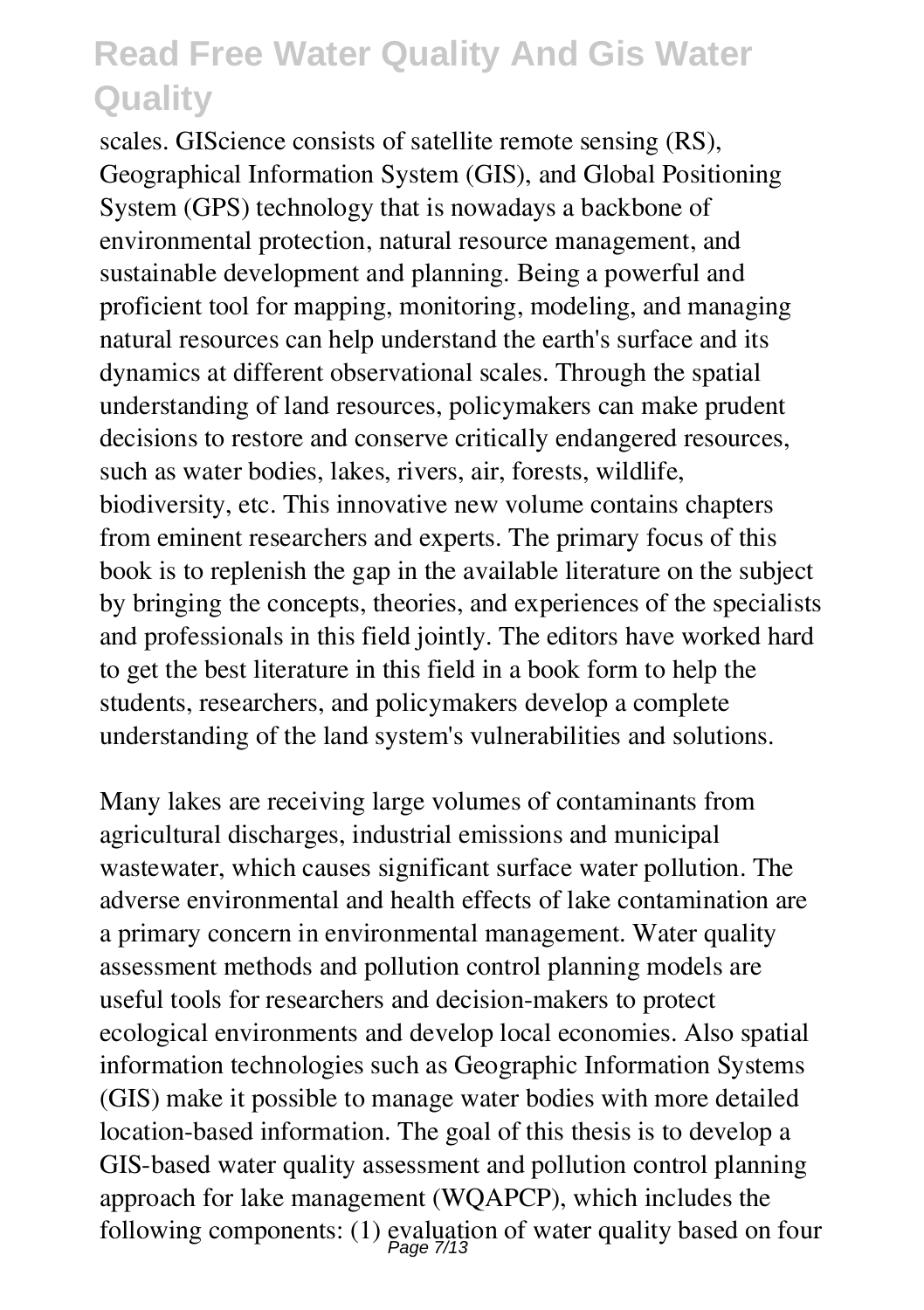scales. GIScience consists of satellite remote sensing (RS), Geographical Information System (GIS), and Global Positioning System (GPS) technology that is nowadays a backbone of environmental protection, natural resource management, and sustainable development and planning. Being a powerful and proficient tool for mapping, monitoring, modeling, and managing natural resources can help understand the earth's surface and its dynamics at different observational scales. Through the spatial understanding of land resources, policymakers can make prudent decisions to restore and conserve critically endangered resources, such as water bodies, lakes, rivers, air, forests, wildlife, biodiversity, etc. This innovative new volume contains chapters from eminent researchers and experts. The primary focus of this book is to replenish the gap in the available literature on the subject by bringing the concepts, theories, and experiences of the specialists and professionals in this field jointly. The editors have worked hard to get the best literature in this field in a book form to help the students, researchers, and policymakers develop a complete understanding of the land system's vulnerabilities and solutions.

Many lakes are receiving large volumes of contaminants from agricultural discharges, industrial emissions and municipal wastewater, which causes significant surface water pollution. The adverse environmental and health effects of lake contamination are a primary concern in environmental management. Water quality assessment methods and pollution control planning models are useful tools for researchers and decision-makers to protect ecological environments and develop local economies. Also spatial information technologies such as Geographic Information Systems (GIS) make it possible to manage water bodies with more detailed location-based information. The goal of this thesis is to develop a GIS-based water quality assessment and pollution control planning approach for lake management (WQAPCP), which includes the following components: (1) evaluation of water quality based on four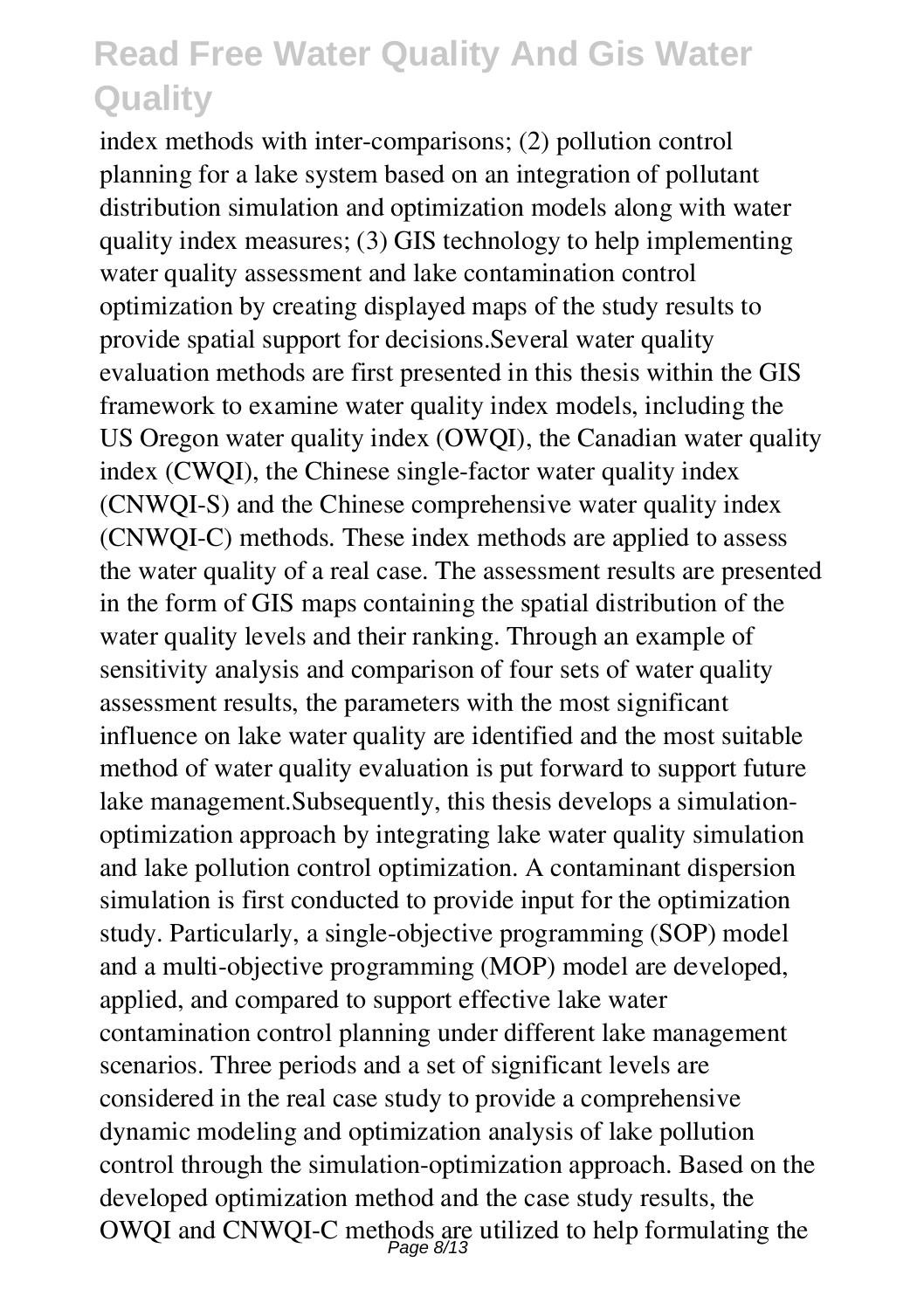index methods with inter-comparisons; (2) pollution control planning for a lake system based on an integration of pollutant distribution simulation and optimization models along with water quality index measures; (3) GIS technology to help implementing water quality assessment and lake contamination control optimization by creating displayed maps of the study results to provide spatial support for decisions.Several water quality evaluation methods are first presented in this thesis within the GIS framework to examine water quality index models, including the US Oregon water quality index (OWQI), the Canadian water quality index (CWQI), the Chinese single-factor water quality index (CNWQI-S) and the Chinese comprehensive water quality index (CNWQI-C) methods. These index methods are applied to assess the water quality of a real case. The assessment results are presented in the form of GIS maps containing the spatial distribution of the water quality levels and their ranking. Through an example of sensitivity analysis and comparison of four sets of water quality assessment results, the parameters with the most significant influence on lake water quality are identified and the most suitable method of water quality evaluation is put forward to support future lake management.Subsequently, this thesis develops a simulation-optimization approach by integrating lake water quality simulation and lake pollution control optimization. A contaminant dispersion simulation is first conducted to provide input for the optimization study. Particularly, a single-objective programming (SOP) model and a multi-objective programming (MOP) model are developed, applied, and compared to support effective lake water contamination control planning under different lake management scenarios. Three periods and a set of significant levels are considered in the real case study to provide a comprehensive dynamic modeling and optimization analysis of lake pollution control through the simulation-optimization approach. Based on the developed optimization method and the case study results, the OWQI and CNWQI-C methods are utilized to help formulating the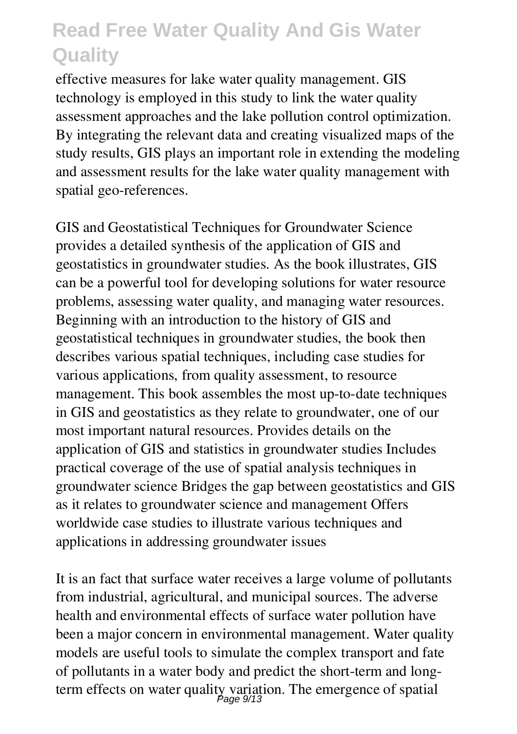effective measures for lake water quality management. GIS technology is employed in this study to link the water quality assessment approaches and the lake pollution control optimization. By integrating the relevant data and creating visualized maps of the study results, GIS plays an important role in extending the modeling and assessment results for the lake water quality management with spatial geo-references.

GIS and Geostatistical Techniques for Groundwater Science provides a detailed synthesis of the application of GIS and geostatistics in groundwater studies. As the book illustrates, GIS can be a powerful tool for developing solutions for water resource problems, assessing water quality, and managing water resources. Beginning with an introduction to the history of GIS and geostatistical techniques in groundwater studies, the book then describes various spatial techniques, including case studies for various applications, from quality assessment, to resource management. This book assembles the most up-to-date techniques in GIS and geostatistics as they relate to groundwater, one of our most important natural resources. Provides details on the application of GIS and statistics in groundwater studies Includes practical coverage of the use of spatial analysis techniques in groundwater science Bridges the gap between geostatistics and GIS as it relates to groundwater science and management Offers worldwide case studies to illustrate various techniques and applications in addressing groundwater issues

It is an fact that surface water receives a large volume of pollutants from industrial, agricultural, and municipal sources. The adverse health and environmental effects of surface water pollution have been a major concern in environmental management. Water quality models are useful tools to simulate the complex transport and fate of pollutants in a water body and predict the short-term and long-term effects on water quality variation. The emergence of spatial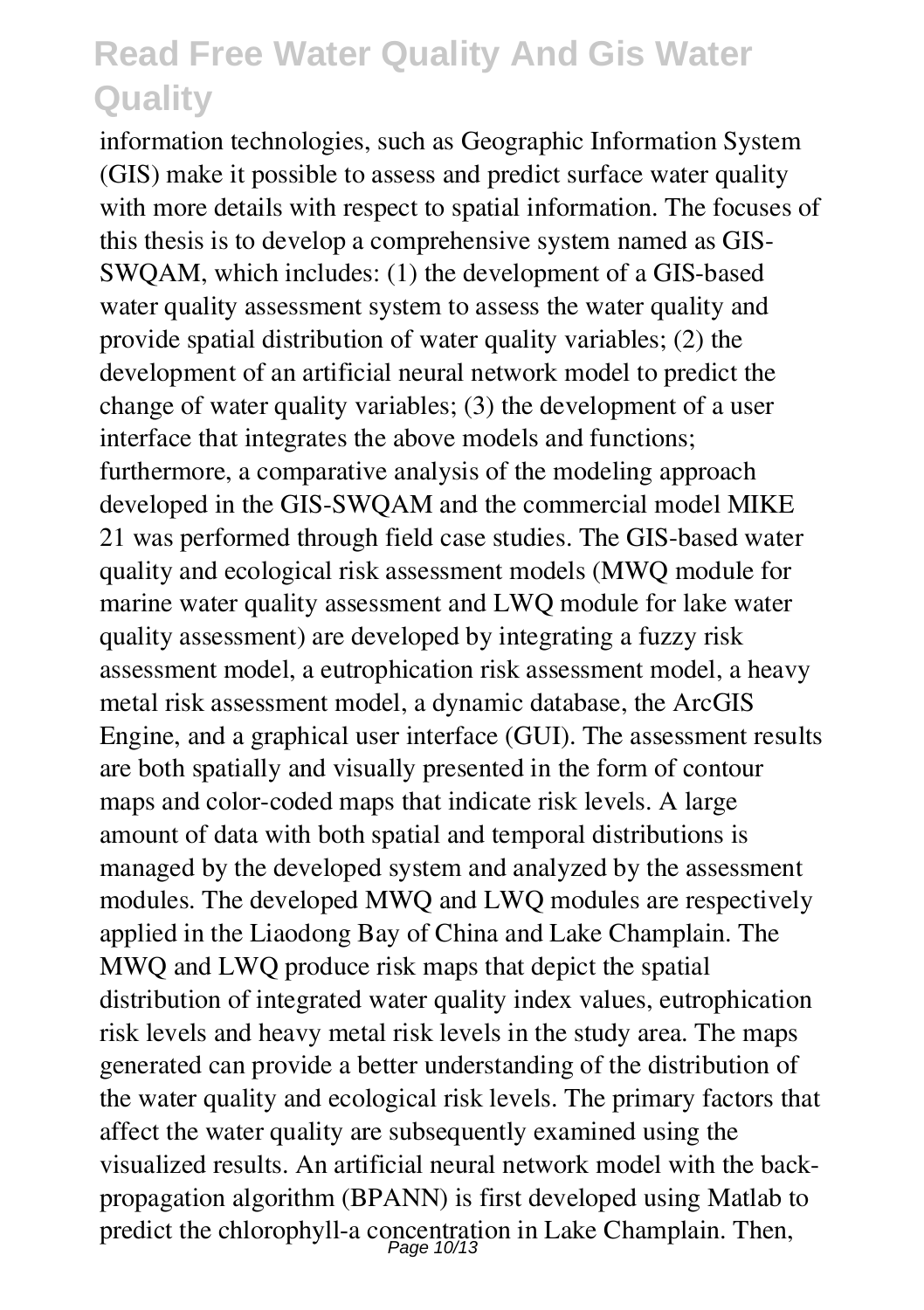information technologies, such as Geographic Information System (GIS) make it possible to assess and predict surface water quality with more details with respect to spatial information. The focuses of this thesis is to develop a comprehensive system named as GIS-SWQAM, which includes: (1) the development of a GIS-based water quality assessment system to assess the water quality and provide spatial distribution of water quality variables; (2) the development of an artificial neural network model to predict the change of water quality variables; (3) the development of a user interface that integrates the above models and functions; furthermore, a comparative analysis of the modeling approach developed in the GIS-SWQAM and the commercial model MIKE 21 was performed through field case studies. The GIS-based water quality and ecological risk assessment models (MWQ module for marine water quality assessment and LWQ module for lake water quality assessment) are developed by integrating a fuzzy risk assessment model, a eutrophication risk assessment model, a heavy metal risk assessment model, a dynamic database, the ArcGIS Engine, and a graphical user interface (GUI). The assessment results are both spatially and visually presented in the form of contour maps and color-coded maps that indicate risk levels. A large amount of data with both spatial and temporal distributions is managed by the developed system and analyzed by the assessment modules. The developed MWQ and LWQ modules are respectively applied in the Liaodong Bay of China and Lake Champlain. The MWQ and LWQ produce risk maps that depict the spatial distribution of integrated water quality index values, eutrophication risk levels and heavy metal risk levels in the study area. The maps generated can provide a better understanding of the distribution of the water quality and ecological risk levels. The primary factors that affect the water quality are subsequently examined using the visualized results. An artificial neural network model with the back-propagation algorithm (BPANN) is first developed using Matlab to predict the chlorophyll-a concentration in Lake Champlain. Then,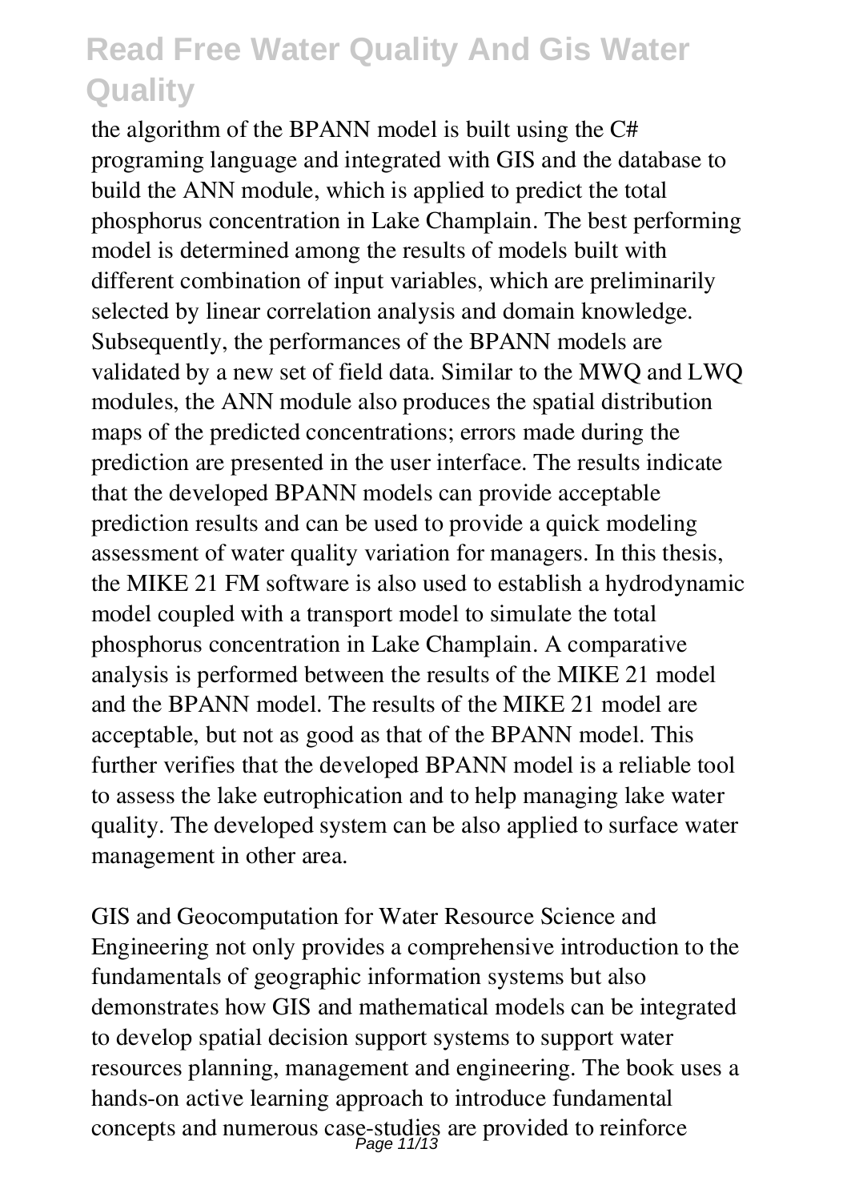the algorithm of the BPANN model is built using the C# programing language and integrated with GIS and the database to build the ANN module, which is applied to predict the total phosphorus concentration in Lake Champlain. The best performing model is determined among the results of models built with different combination of input variables, which are preliminarily selected by linear correlation analysis and domain knowledge. Subsequently, the performances of the BPANN models are validated by a new set of field data. Similar to the MWQ and LWQ modules, the ANN module also produces the spatial distribution maps of the predicted concentrations; errors made during the prediction are presented in the user interface. The results indicate that the developed BPANN models can provide acceptable prediction results and can be used to provide a quick modeling assessment of water quality variation for managers. In this thesis, the MIKE 21 FM software is also used to establish a hydrodynamic model coupled with a transport model to simulate the total phosphorus concentration in Lake Champlain. A comparative analysis is performed between the results of the MIKE 21 model and the BPANN model. The results of the MIKE 21 model are acceptable, but not as good as that of the BPANN model. This further verifies that the developed BPANN model is a reliable tool to assess the lake eutrophication and to help managing lake water quality. The developed system can be also applied to surface water management in other area.

GIS and Geocomputation for Water Resource Science and Engineering not only provides a comprehensive introduction to the fundamentals of geographic information systems but also demonstrates how GIS and mathematical models can be integrated to develop spatial decision support systems to support water resources planning, management and engineering. The book uses a hands-on active learning approach to introduce fundamental concepts and numerous case-studies are provided to reinforce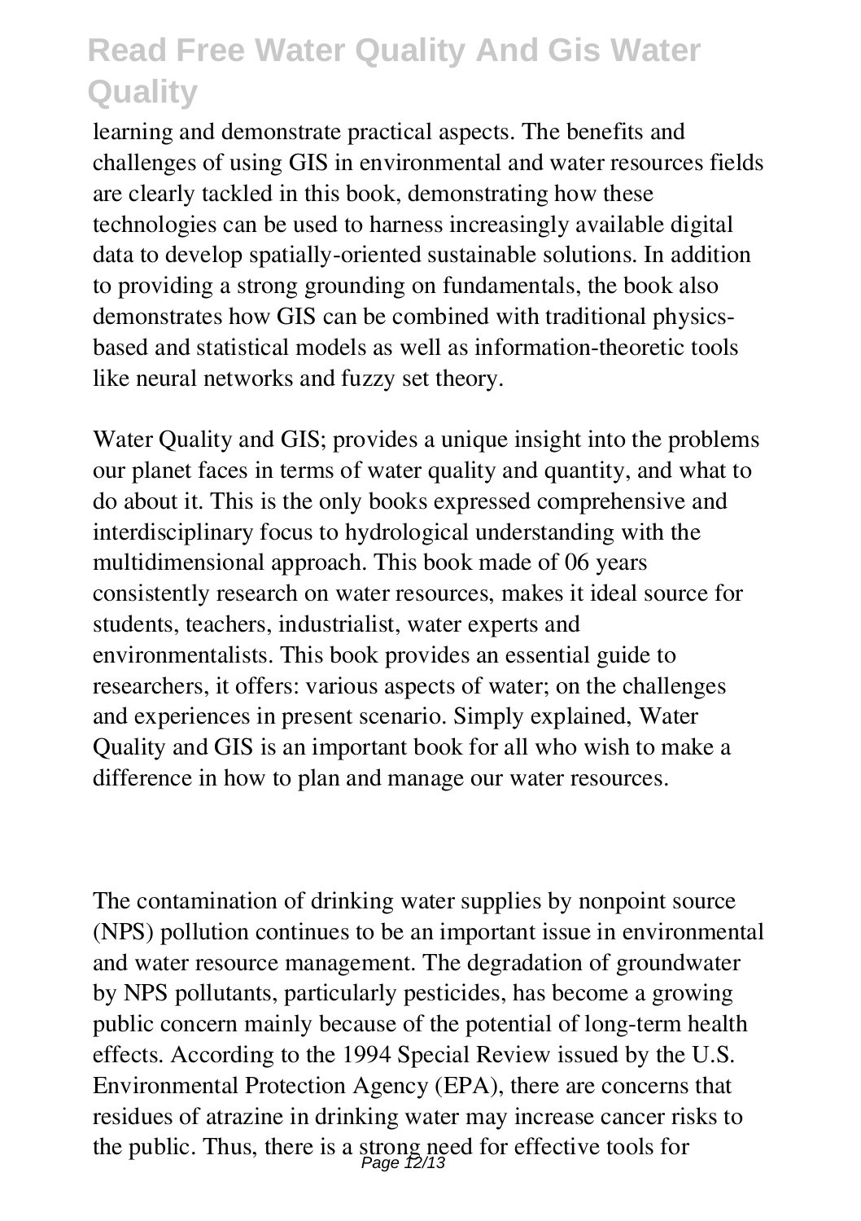learning and demonstrate practical aspects. The benefits and challenges of using GIS in environmental and water resources fields are clearly tackled in this book, demonstrating how these technologies can be used to harness increasingly available digital data to develop spatially-oriented sustainable solutions. In addition to providing a strong grounding on fundamentals, the book also demonstrates how GIS can be combined with traditional physics-based and statistical models as well as information-theoretic tools like neural networks and fuzzy set theory.

Water Quality and GIS; provides a unique insight into the problems our planet faces in terms of water quality and quantity, and what to do about it. This is the only books expressed comprehensive and interdisciplinary focus to hydrological understanding with the multidimensional approach. This book made of 06 years consistently research on water resources, makes it ideal source for students, teachers, industrialist, water experts and environmentalists. This book provides an essential guide to researchers, it offers: various aspects of water; on the challenges and experiences in present scenario. Simply explained, Water Quality and GIS is an important book for all who wish to make a difference in how to plan and manage our water resources.

The contamination of drinking water supplies by nonpoint source (NPS) pollution continues to be an important issue in environmental and water resource management. The degradation of groundwater by NPS pollutants, particularly pesticides, has become a growing public concern mainly because of the potential of long-term health effects. According to the 1994 Special Review issued by the U.S. Environmental Protection Agency (EPA), there are concerns that residues of atrazine in drinking water may increase cancer risks to the public. Thus, there is a strong need for effective tools for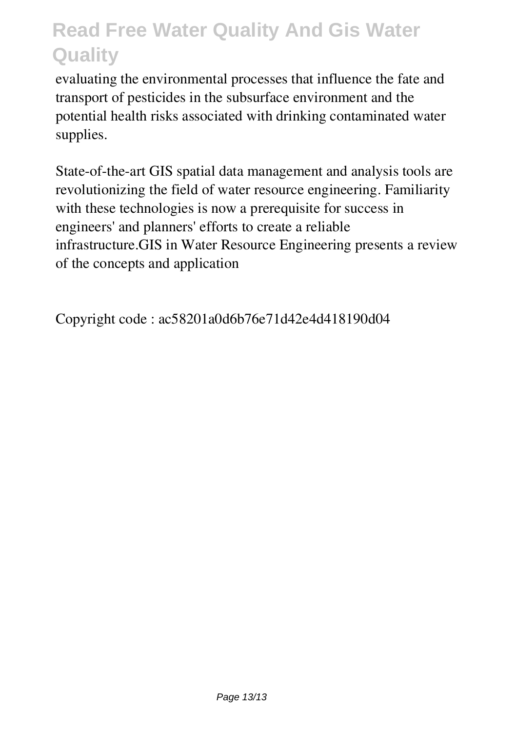evaluating the environmental processes that influence the fate and transport of pesticides in the subsurface environment and the potential health risks associated with drinking contaminated water supplies.

State-of-the-art GIS spatial data management and analysis tools are revolutionizing the field of water resource engineering. Familiarity with these technologies is now a prerequisite for success in engineers' and planners' efforts to create a reliable infrastructure.GIS in Water Resource Engineering presents a review of the concepts and application

Copyright code : ac58201a0d6b76e71d42e4d418190d04